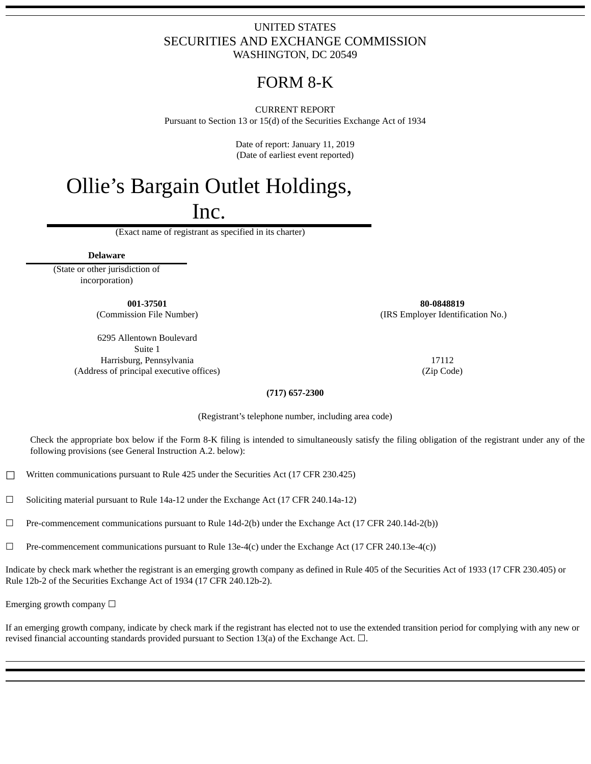UNITED STATES
SECURITIES AND EXCHANGE COMMISSION
WASHINGTON, DC 20549

# FORM 8-K

CURRENT REPORT
Pursuant to Section 13 or 15(d) of the Securities Exchange Act of 1934

Date of report: January 11, 2019
(Date of earliest event reported)

# Ollie's Bargain Outlet Holdings, Inc.

(Exact name of registrant as specified in its charter)

**Delaware**
(State or other jurisdiction of incorporation)

| **001-37501** | **80-0848819** |
|---|---|
| (Commission File Number) | (IRS Employer Identification No.) |

| 6295 Allentown Boulevard<br>Suite 1<br>Harrisburg, Pennsylvania | 17112 |
|---|---|
| (Address of principal executive offices) | (Zip Code) |

**(717) 657-2300**

(Registrant's telephone number, including area code)

Check the appropriate box below if the Form 8-K filing is intended to simultaneously satisfy the filing obligation of the registrant under any of the following provisions (see General Instruction A.2. below):

☐ Written communications pursuant to Rule 425 under the Securities Act (17 CFR 230.425)

☐ Soliciting material pursuant to Rule 14a-12 under the Exchange Act (17 CFR 240.14a-12)

☐ Pre-commencement communications pursuant to Rule 14d-2(b) under the Exchange Act (17 CFR 240.14d-2(b))

☐ Pre-commencement communications pursuant to Rule 13e-4(c) under the Exchange Act (17 CFR 240.13e-4(c))

Indicate by check mark whether the registrant is an emerging growth company as defined in Rule 405 of the Securities Act of 1933 (17 CFR 230.405) or Rule 12b-2 of the Securities Exchange Act of 1934 (17 CFR 240.12b-2).

Emerging growth company ☐

If an emerging growth company, indicate by check mark if the registrant has elected not to use the extended transition period for complying with any new or revised financial accounting standards provided pursuant to Section 13(a) of the Exchange Act. ☐.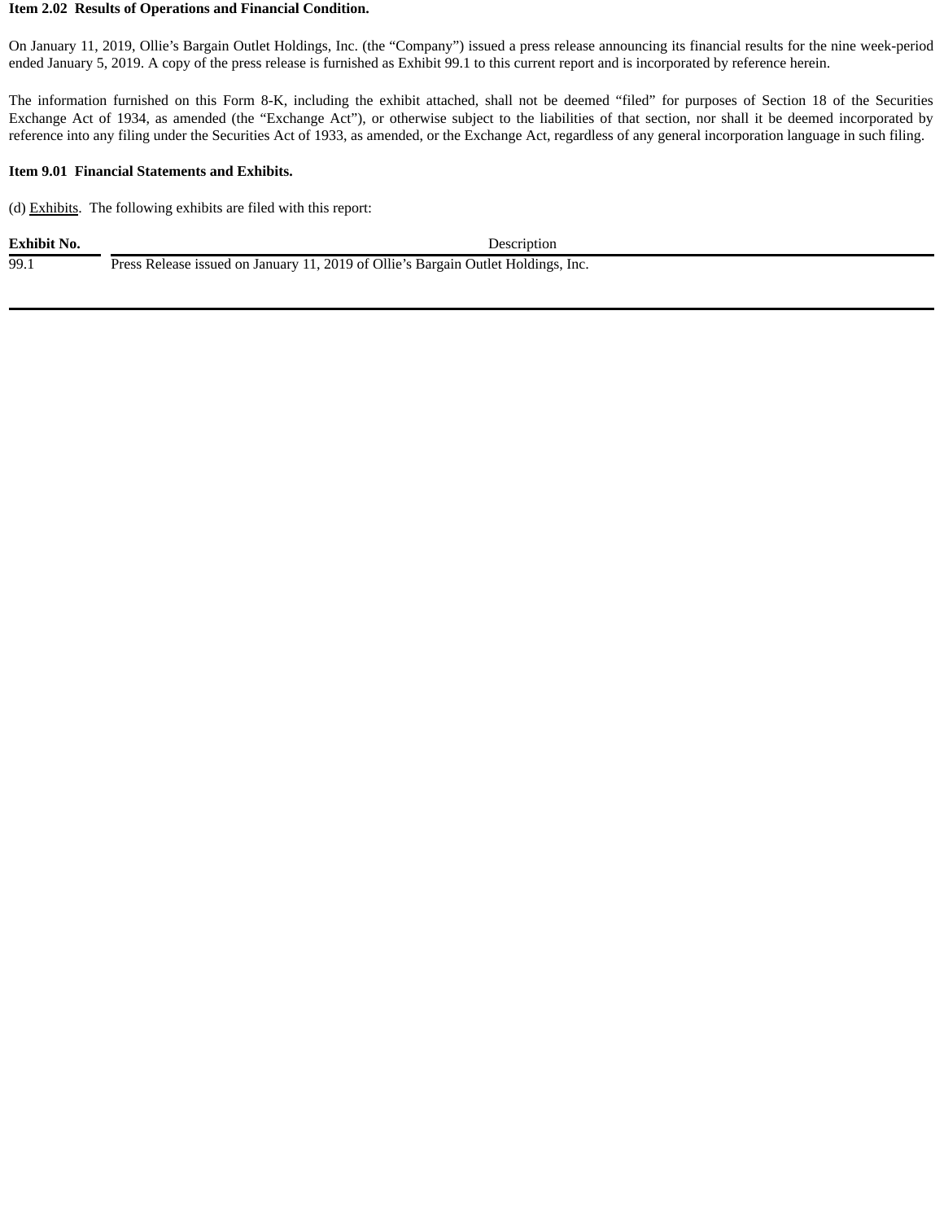**Item 2.02  Results of Operations and Financial Condition.**

On January 11, 2019, Ollie's Bargain Outlet Holdings, Inc. (the "Company") issued a press release announcing its financial results for the nine week-period ended January 5, 2019. A copy of the press release is furnished as Exhibit 99.1 to this current report and is incorporated by reference herein.

The information furnished on this Form 8-K, including the exhibit attached, shall not be deemed "filed" for purposes of Section 18 of the Securities Exchange Act of 1934, as amended (the "Exchange Act"), or otherwise subject to the liabilities of that section, nor shall it be deemed incorporated by reference into any filing under the Securities Act of 1933, as amended, or the Exchange Act, regardless of any general incorporation language in such filing.

**Item 9.01  Financial Statements and Exhibits.**

(d) Exhibits.  The following exhibits are filed with this report:

| Exhibit No. | Description |
|---|---|
| 99.1 | Press Release issued on January 11, 2019 of Ollie's Bargain Outlet Holdings, Inc. |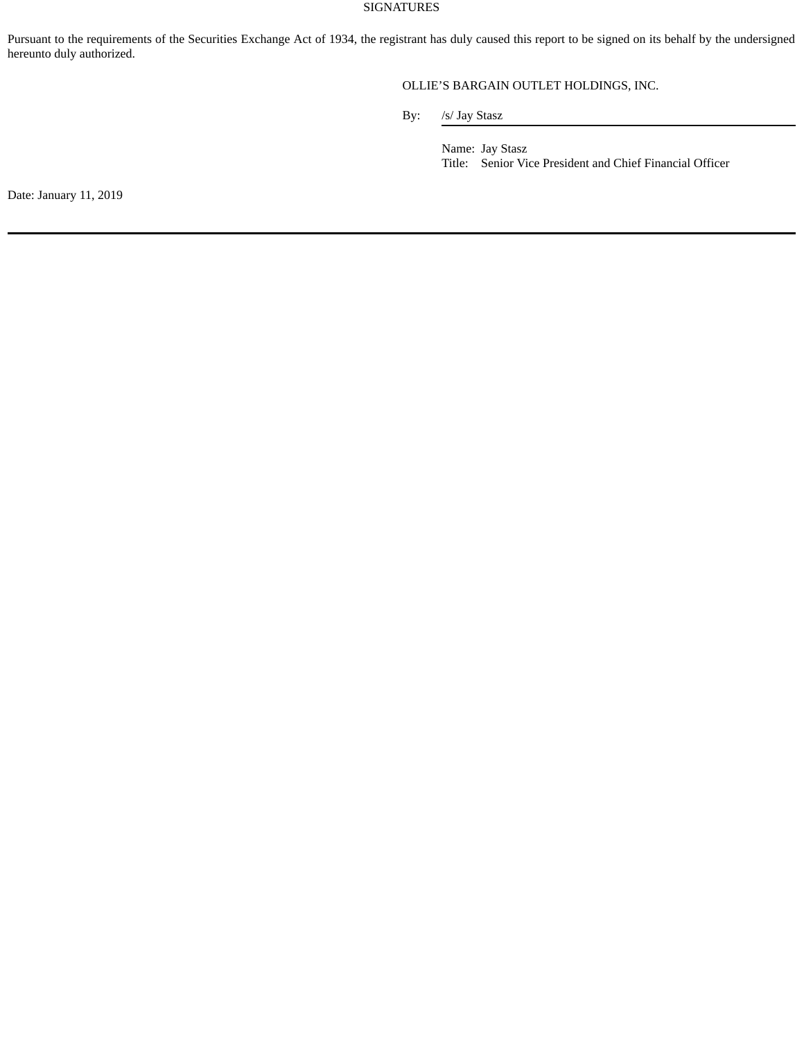# SIGNATURES

Pursuant to the requirements of the Securities Exchange Act of 1934, the registrant has duly caused this report to be signed on its behalf by the undersigned hereunto duly authorized.

OLLIE’S BARGAIN OUTLET HOLDINGS, INC.

By: /s/ Jay Stasz

Name: Jay Stasz
Title: Senior Vice President and Chief Financial Officer

Date: January 11, 2019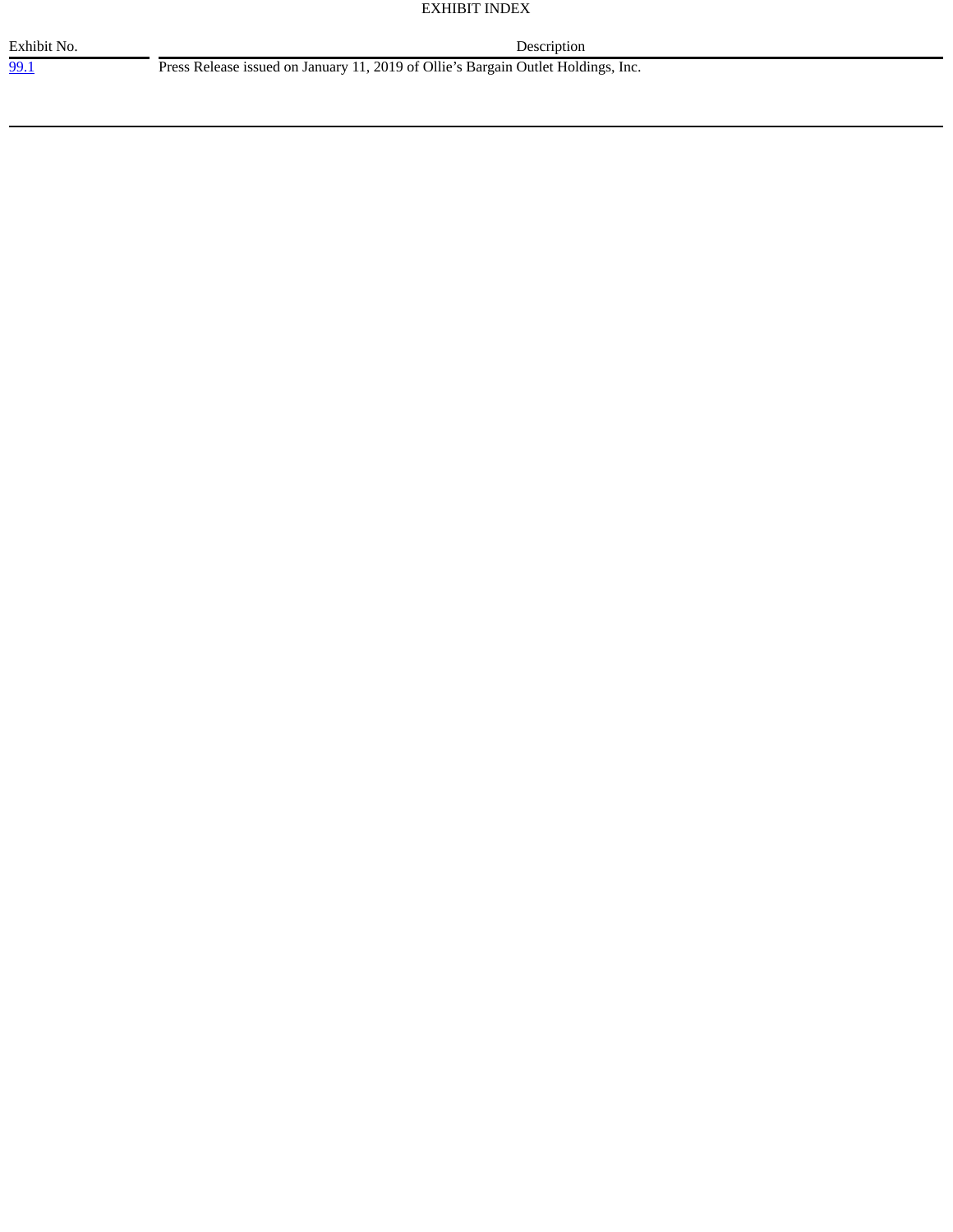EXHIBIT INDEX

| Exhibit No. | Description |
| --- | --- |
| 99.1 | Press Release issued on January 11, 2019 of Ollie's Bargain Outlet Holdings, Inc. |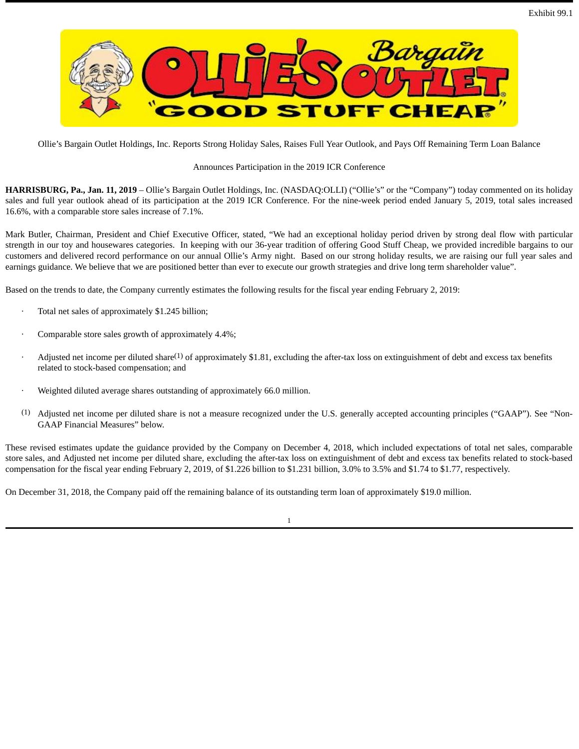Exhibit 99.1

Ollie's Bargain Outlet Holdings, Inc. Reports Strong Holiday Sales, Raises Full Year Outlook, and Pays Off Remaining Term Loan Balance

Announces Participation in the 2019 ICR Conference

**HARRISBURG, Pa., Jan. 11, 2019** – Ollie's Bargain Outlet Holdings, Inc. (NASDAQ:OLLI) ("Ollie's" or the "Company") today commented on its holiday sales and full year outlook ahead of its participation at the 2019 ICR Conference. For the nine-week period ended January 5, 2019, total sales increased 16.6%, with a comparable store sales increase of 7.1%.

Mark Butler, Chairman, President and Chief Executive Officer, stated, "We had an exceptional holiday period driven by strong deal flow with particular strength in our toy and housewares categories. In keeping with our 36-year tradition of offering Good Stuff Cheap, we provided incredible bargains to our customers and delivered record performance on our annual Ollie's Army night. Based on our strong holiday results, we are raising our full year sales and earnings guidance. We believe that we are positioned better than ever to execute our growth strategies and drive long term shareholder value".

Based on the trends to date, the Company currently estimates the following results for the fiscal year ending February 2, 2019:

- Total net sales of approximately $1.245 billion;
- Comparable store sales growth of approximately 4.4%;
- Adjusted net income per diluted share[1] of approximately $1.81, excluding the after-tax loss on extinguishment of debt and excess tax benefits related to stock-based compensation; and
- Weighted diluted average shares outstanding of approximately 66.0 million.

(1) Adjusted net income per diluted share is not a measure recognized under the U.S. generally accepted accounting principles ("GAAP"). See "Non-GAAP Financial Measures" below.

These revised estimates update the guidance provided by the Company on December 4, 2018, which included expectations of total net sales, comparable store sales, and Adjusted net income per diluted share, excluding the after-tax loss on extinguishment of debt and excess tax benefits related to stock-based compensation for the fiscal year ending February 2, 2019, of $1.226 billion to $1.231 billion, 3.0% to 3.5% and $1.74 to $1.77, respectively.

On December 31, 2018, the Company paid off the remaining balance of its outstanding term loan of approximately $19.0 million.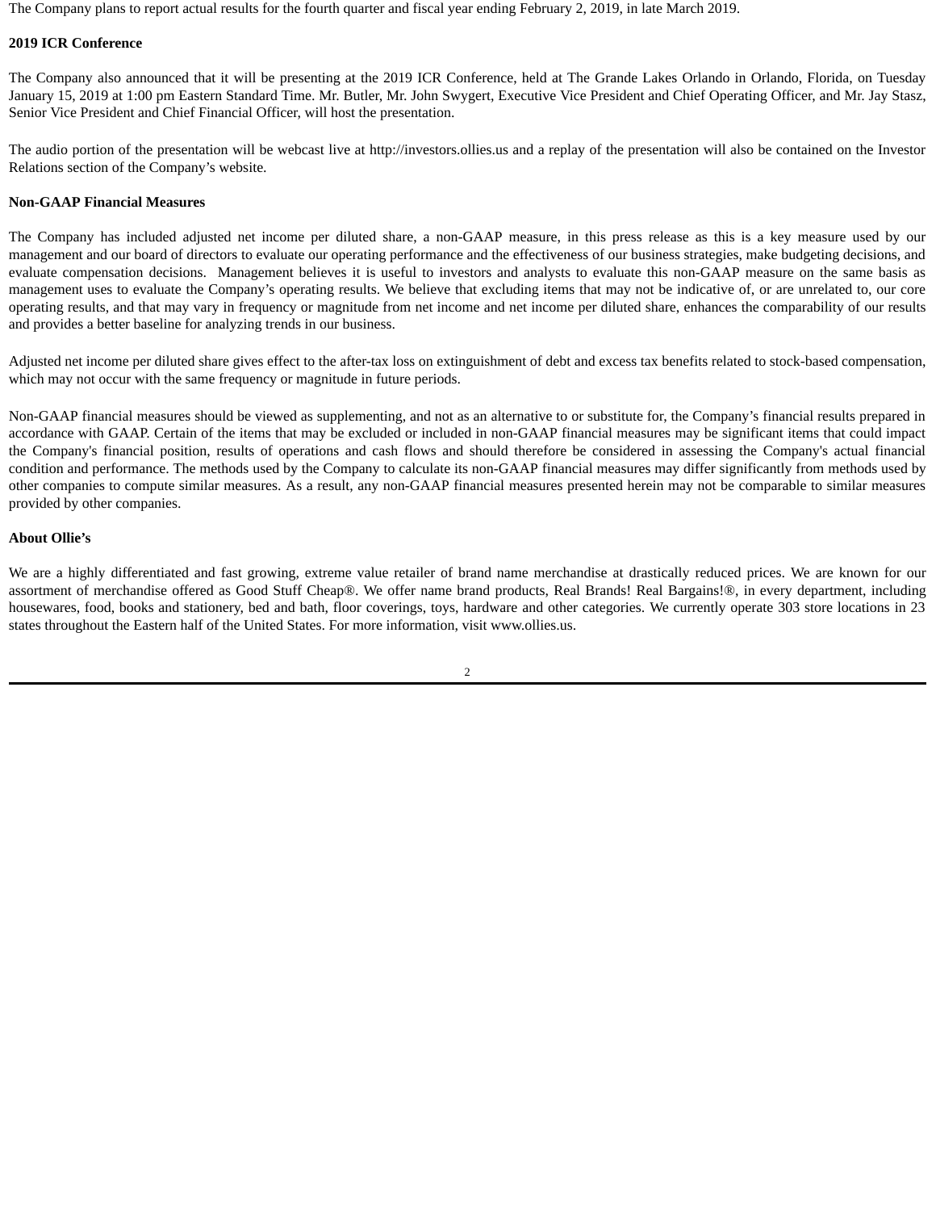The Company plans to report actual results for the fourth quarter and fiscal year ending February 2, 2019, in late March 2019.

**2019 ICR Conference**

The Company also announced that it will be presenting at the 2019 ICR Conference, held at The Grande Lakes Orlando in Orlando, Florida, on Tuesday January 15, 2019 at 1:00 pm Eastern Standard Time. Mr. Butler, Mr. John Swygert, Executive Vice President and Chief Operating Officer, and Mr. Jay Stasz, Senior Vice President and Chief Financial Officer, will host the presentation.

The audio portion of the presentation will be webcast live at http://investors.ollies.us and a replay of the presentation will also be contained on the Investor Relations section of the Company's website.

**Non-GAAP Financial Measures**

The Company has included adjusted net income per diluted share, a non-GAAP measure, in this press release as this is a key measure used by our management and our board of directors to evaluate our operating performance and the effectiveness of our business strategies, make budgeting decisions, and evaluate compensation decisions. Management believes it is useful to investors and analysts to evaluate this non-GAAP measure on the same basis as management uses to evaluate the Company's operating results. We believe that excluding items that may not be indicative of, or are unrelated to, our core operating results, and that may vary in frequency or magnitude from net income and net income per diluted share, enhances the comparability of our results and provides a better baseline for analyzing trends in our business.

Adjusted net income per diluted share gives effect to the after-tax loss on extinguishment of debt and excess tax benefits related to stock-based compensation, which may not occur with the same frequency or magnitude in future periods.

Non-GAAP financial measures should be viewed as supplementing, and not as an alternative to or substitute for, the Company's financial results prepared in accordance with GAAP. Certain of the items that may be excluded or included in non-GAAP financial measures may be significant items that could impact the Company's financial position, results of operations and cash flows and should therefore be considered in assessing the Company's actual financial condition and performance. The methods used by the Company to calculate its non-GAAP financial measures may differ significantly from methods used by other companies to compute similar measures. As a result, any non-GAAP financial measures presented herein may not be comparable to similar measures provided by other companies.

**About Ollie's**

We are a highly differentiated and fast growing, extreme value retailer of brand name merchandise at drastically reduced prices. We are known for our assortment of merchandise offered as Good Stuff Cheap®. We offer name brand products, Real Brands! Real Bargains!®, in every department, including housewares, food, books and stationery, bed and bath, floor coverings, toys, hardware and other categories. We currently operate 303 store locations in 23 states throughout the Eastern half of the United States. For more information, visit www.ollies.us.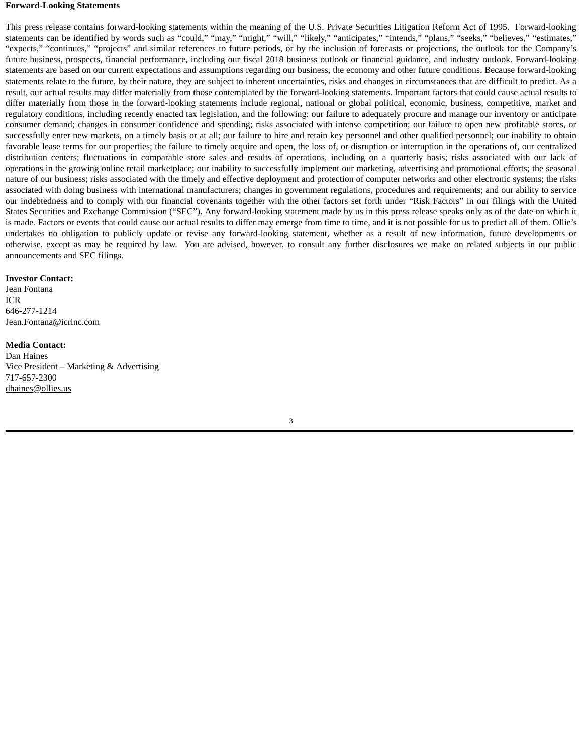**Forward-Looking Statements**

This press release contains forward-looking statements within the meaning of the U.S. Private Securities Litigation Reform Act of 1995. Forward-looking statements can be identified by words such as "could," "may," "might," "will," "likely," "anticipates," "intends," "plans," "seeks," "believes," "estimates," "expects," "continues," "projects" and similar references to future periods, or by the inclusion of forecasts or projections, the outlook for the Company's future business, prospects, financial performance, including our fiscal 2018 business outlook or financial guidance, and industry outlook. Forward-looking statements are based on our current expectations and assumptions regarding our business, the economy and other future conditions. Because forward-looking statements relate to the future, by their nature, they are subject to inherent uncertainties, risks and changes in circumstances that are difficult to predict. As a result, our actual results may differ materially from those contemplated by the forward-looking statements. Important factors that could cause actual results to differ materially from those in the forward-looking statements include regional, national or global political, economic, business, competitive, market and regulatory conditions, including recently enacted tax legislation, and the following: our failure to adequately procure and manage our inventory or anticipate consumer demand; changes in consumer confidence and spending; risks associated with intense competition; our failure to open new profitable stores, or successfully enter new markets, on a timely basis or at all; our failure to hire and retain key personnel and other qualified personnel; our inability to obtain favorable lease terms for our properties; the failure to timely acquire and open, the loss of, or disruption or interruption in the operations of, our centralized distribution centers; fluctuations in comparable store sales and results of operations, including on a quarterly basis; risks associated with our lack of operations in the growing online retail marketplace; our inability to successfully implement our marketing, advertising and promotional efforts; the seasonal nature of our business; risks associated with the timely and effective deployment and protection of computer networks and other electronic systems; the risks associated with doing business with international manufacturers; changes in government regulations, procedures and requirements; and our ability to service our indebtedness and to comply with our financial covenants together with the other factors set forth under "Risk Factors" in our filings with the United States Securities and Exchange Commission ("SEC"). Any forward-looking statement made by us in this press release speaks only as of the date on which it is made. Factors or events that could cause our actual results to differ may emerge from time to time, and it is not possible for us to predict all of them. Ollie's undertakes no obligation to publicly update or revise any forward-looking statement, whether as a result of new information, future developments or otherwise, except as may be required by law. You are advised, however, to consult any further disclosures we make on related subjects in our public announcements and SEC filings.

**Investor Contact:**
Jean Fontana
ICR
646-277-1214
Jean.Fontana@icrinc.com

**Media Contact:**
Dan Haines
Vice President – Marketing & Advertising
717-657-2300
dhaines@ollies.us